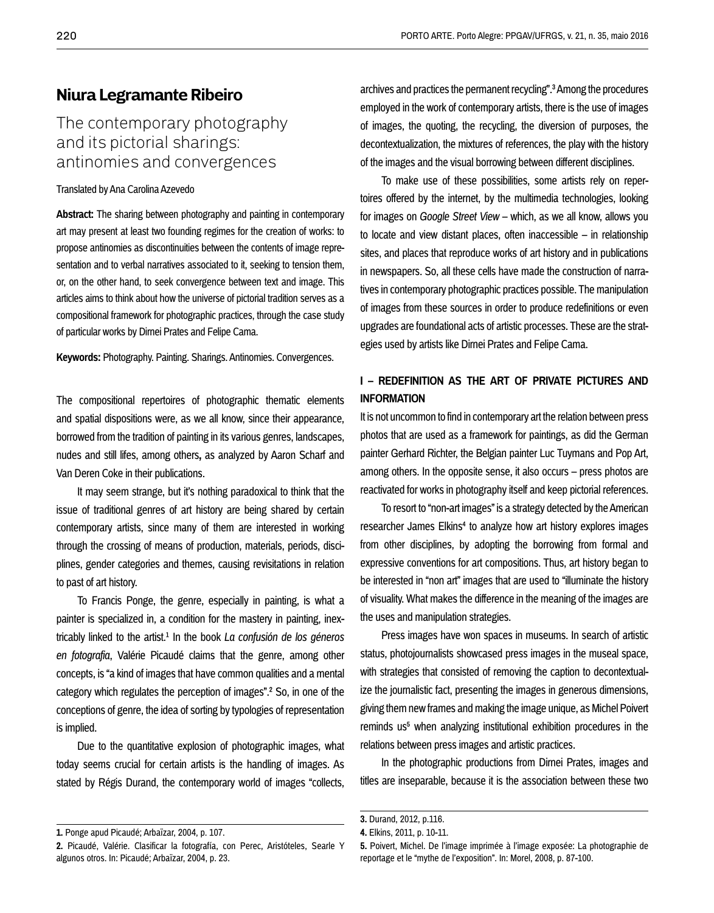# Niura Legramante Ribeiro

## The contemporary photography and its pictorial sharings: antinomies and convergences

Translated by Ana Carolina Azevedo

**Abstract:** The sharing between photography and painting in contemporary art may present at least two founding regimes for the creation of works: to propose antinomies as discontinuities between the contents of image representation and to verbal narratives associated to it, seeking to tension them, or, on the other hand, to seek convergence between text and image. This articles aims to think about how the universe of pictorial tradition serves as a compositional framework for photographic practices, through the case study of particular works by Dirnei Prates and Felipe Cama.

**Keywords:** Photography. Painting. Sharings. Antinomies. Convergences.

The compositional repertoires of photographic thematic elements and spatial dispositions were, as we all know, since their appearance, borrowed from the tradition of painting in its various genres, landscapes, nudes and still lifes, among others**,** as analyzed by Aaron Scharf and Van Deren Coke in their publications.

It may seem strange, but it's nothing paradoxical to think that the issue of traditional genres of art history are being shared by certain contemporary artists, since many of them are interested in working through the crossing of means of production, materials, periods, disciplines, gender categories and themes, causing revisitations in relation to past of art history.

To Francis Ponge, the genre, especially in painting, is what a painter is specialized in, a condition for the mastery in painting, inextricably linked to the artist.[1] In the book *La confusión de los géneros en fotografia*, Valérie Picaudé claims that the genre, among other concepts, is "a kind of images that have common qualities and a mental category which regulates the perception of images".[2] So, in one of the conceptions of genre, the idea of sorting by typologies of representation is implied.

Due to the quantitative explosion of photographic images, what today seems crucial for certain artists is the handling of images. As stated by Régis Durand, the contemporary world of images "collects, archives and practices the permanent recycling".[3] Among the procedures employed in the work of contemporary artists, there is the use of images of images, the quoting, the recycling, the diversion of purposes, the decontextualization, the mixtures of references, the play with the history of the images and the visual borrowing between different disciplines.

To make use of these possibilities, some artists rely on repertoires offered by the internet, by the multimedia technologies, looking for images on *Google Street View* – which, as we all know, allows you to locate and view distant places, often inaccessible – in relationship sites, and places that reproduce works of art history and in publications in newspapers. So, all these cells have made the construction of narratives in contemporary photographic practices possible. The manipulation of images from these sources in order to produce redefinitions or even upgrades are foundational acts of artistic processes. These are the strategies used by artists like Dirnei Prates and Felipe Cama.

### I – REDEFINITION AS THE ART OF PRIVATE PICTURES AND INFORMATION

It is not uncommon to find in contemporary art the relation between press photos that are used as a framework for paintings, as did the German painter Gerhard Richter, the Belgian painter Luc Tuymans and Pop Art, among others. In the opposite sense, it also occurs – press photos are reactivated for works in photography itself and keep pictorial references.

To resort to "non-art images" is a strategy detected by the American researcher James Elkins[4] to analyze how art history explores images from other disciplines, by adopting the borrowing from formal and expressive conventions for art compositions. Thus, art history began to be interested in "non art" images that are used to "illuminate the history of visuality. What makes the difference in the meaning of the images are the uses and manipulation strategies.

Press images have won spaces in museums. In search of artistic status, photojournalists showcased press images in the museal space, with strategies that consisted of removing the caption to decontextualize the journalistic fact, presenting the images in generous dimensions, giving them new frames and making the image unique, as Michel Poivert reminds us[5] when analyzing institutional exhibition procedures in the relations between press images and artistic practices.

In the photographic productions from Dirnei Prates, images and titles are inseparable, because it is the association between these two

---

**1.** Ponge apud Picaudé; Arbaïzar, 2004, p. 107.

**2.** Picaudé, Valérie. Clasificar la fotografía, con Perec, Aristóteles, Searle Y algunos otros. In: Picaudé; Arbaïzar, 2004, p. 23.

**3.** Durand, 2012, p.116.

**4.** Elkins, 2011, p. 10-11.

**5.** Poivert, Michel. De l'image imprimée à l'image exposée: La photographie de reportage et le "mythe de l'exposition". In: Morel, 2008, p. 87-100.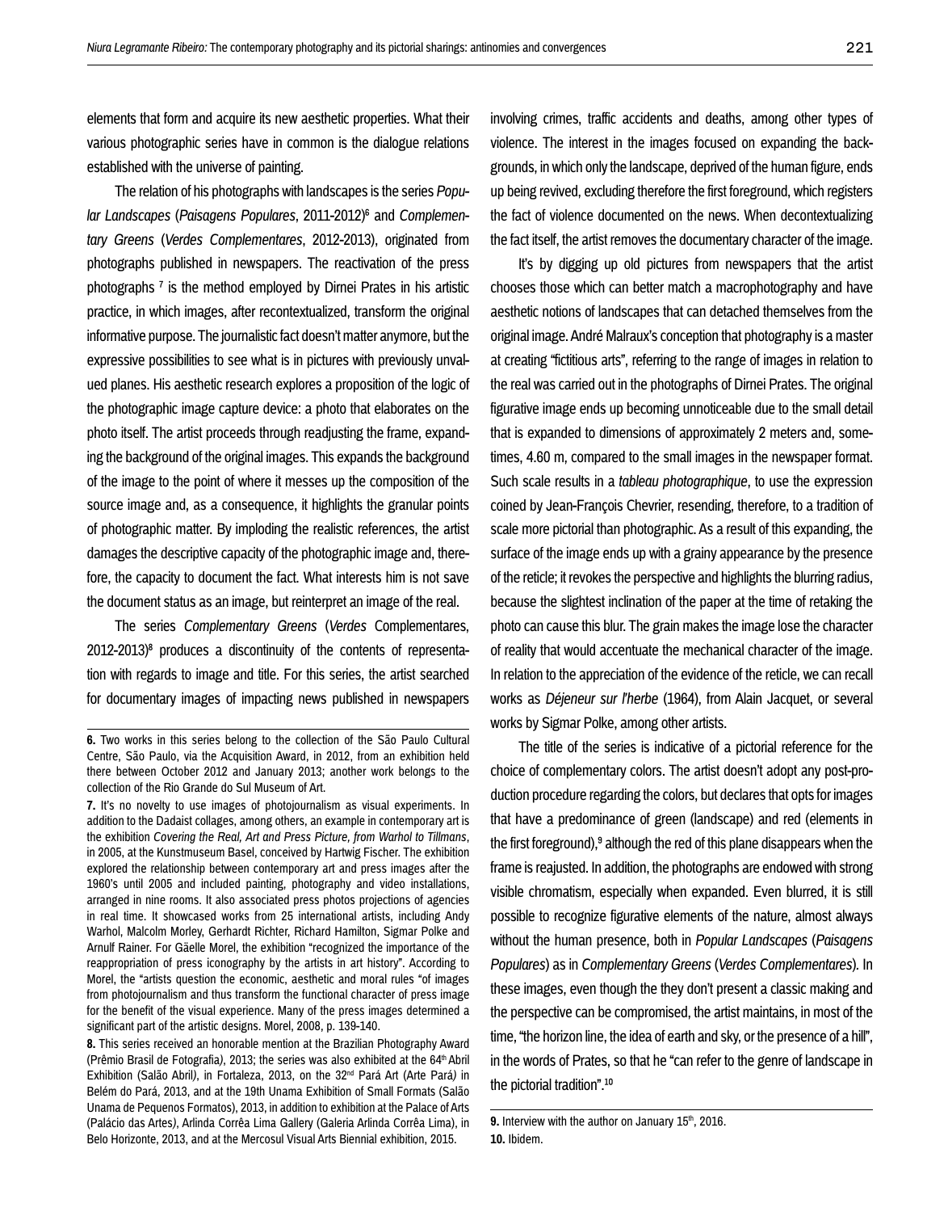elements that form and acquire its new aesthetic properties. What their various photographic series have in common is the dialogue relations established with the universe of painting.

The relation of his photographs with landscapes is the series *Popular Landscapes* (*Paisagens Populares*, 2011-2012)[6] and *Complementary Greens* (*Verdes Complementares*, 2012-2013), originated from photographs published in newspapers. The reactivation of the press photographs [7] is the method employed by Dirnei Prates in his artistic practice, in which images, after recontextualized, transform the original informative purpose. The journalistic fact doesn't matter anymore, but the expressive possibilities to see what is in pictures with previously unvalued planes. His aesthetic research explores a proposition of the logic of the photographic image capture device: a photo that elaborates on the photo itself. The artist proceeds through readjusting the frame, expanding the background of the original images. This expands the background of the image to the point of where it messes up the composition of the source image and, as a consequence, it highlights the granular points of photographic matter. By imploding the realistic references, the artist damages the descriptive capacity of the photographic image and, therefore, the capacity to document the fact. What interests him is not save the document status as an image, but reinterpret an image of the real.

The series *Complementary Greens* (*Verdes* Complementares, 2012-2013)[8] produces a discontinuity of the contents of representation with regards to image and title. For this series, the artist searched for documentary images of impacting news published in newspapers involving crimes, traffic accidents and deaths, among other types of violence. The interest in the images focused on expanding the backgrounds, in which only the landscape, deprived of the human figure, ends up being revived, excluding therefore the first foreground, which registers the fact of violence documented on the news. When decontextualizing the fact itself, the artist removes the documentary character of the image.

It's by digging up old pictures from newspapers that the artist chooses those which can better match a macrophotography and have aesthetic notions of landscapes that can detached themselves from the original image. André Malraux's conception that photography is a master at creating "fictitious arts", referring to the range of images in relation to the real was carried out in the photographs of Dirnei Prates. The original figurative image ends up becoming unnoticeable due to the small detail that is expanded to dimensions of approximately 2 meters and, sometimes, 4.60 m, compared to the small images in the newspaper format. Such scale results in a *tableau photographique*, to use the expression coined by Jean-François Chevrier, resending, therefore, to a tradition of scale more pictorial than photographic. As a result of this expanding, the surface of the image ends up with a grainy appearance by the presence of the reticle; it revokes the perspective and highlights the blurring radius, because the slightest inclination of the paper at the time of retaking the photo can cause this blur. The grain makes the image lose the character of reality that would accentuate the mechanical character of the image. In relation to the appreciation of the evidence of the reticle, we can recall works as *Déjeneur sur l'herbe* (1964), from Alain Jacquet, or several works by Sigmar Polke, among other artists.

The title of the series is indicative of a pictorial reference for the choice of complementary colors. The artist doesn't adopt any post-production procedure regarding the colors, but declares that opts for images that have a predominance of green (landscape) and red (elements in the first foreground),[9] although the red of this plane disappears when the frame is reajusted. In addition, the photographs are endowed with strong visible chromatism, especially when expanded. Even blurred, it is still possible to recognize figurative elements of the nature, almost always without the human presence, both in *Popular Landscapes* (*Paisagens Populares*) as in *Complementary Greens* (*Verdes Complementares*). In these images, even though the they don't present a classic making and the perspective can be compromised, the artist maintains, in most of the time, "the horizon line, the idea of earth and sky, or the presence of a hill", in the words of Prates, so that he "can refer to the genre of landscape in the pictorial tradition".[10]

---

**6.** Two works in this series belong to the collection of the São Paulo Cultural Centre, São Paulo, via the Acquisition Award, in 2012, from an exhibition held there between October 2012 and January 2013; another work belongs to the collection of the Rio Grande do Sul Museum of Art.

**7.** It's no novelty to use images of photojournalism as visual experiments. In addition to the Dadaist collages, among others, an example in contemporary art is the exhibition *Covering the Real, Art and Press Picture, from Warhol to Tillmans*, in 2005, at the Kunstmuseum Basel, conceived by Hartwig Fischer. The exhibition explored the relationship between contemporary art and press images after the 1960's until 2005 and included painting, photography and video installations, arranged in nine rooms. It also associated press photos projections of agencies in real time. It showcased works from 25 international artists, including Andy Warhol, Malcolm Morley, Gerhardt Richter, Richard Hamilton, Sigmar Polke and Arnulf Rainer. For Gäelle Morel, the exhibition "recognized the importance of the reappropriation of press iconography by the artists in art history". According to Morel, the "artists question the economic, aesthetic and moral rules "of images from photojournalism and thus transform the functional character of press image for the benefit of the visual experience. Many of the press images determined a significant part of the artistic designs. Morel, 2008, p. 139-140.

**8.** This series received an honorable mention at the Brazilian Photography Award (Prêmio Brasil de Fotografia), 2013; the series was also exhibited at the 64th Abril Exhibition (Salão Abril), in Fortaleza, 2013, on the 32nd Pará Art (Arte Pará) in Belém do Pará, 2013, and at the 19th Unama Exhibition of Small Formats (Salão Unama de Pequenos Formatos), 2013, in addition to exhibition at the Palace of Arts (Palácio das Artes), Arlinda Corrêa Lima Gallery (Galeria Arlinda Corrêa Lima), in Belo Horizonte, 2013, and at the Mercosul Visual Arts Biennial exhibition, 2015.

**9.** Interview with the author on January 15th, 2016.

**10.** Ibidem.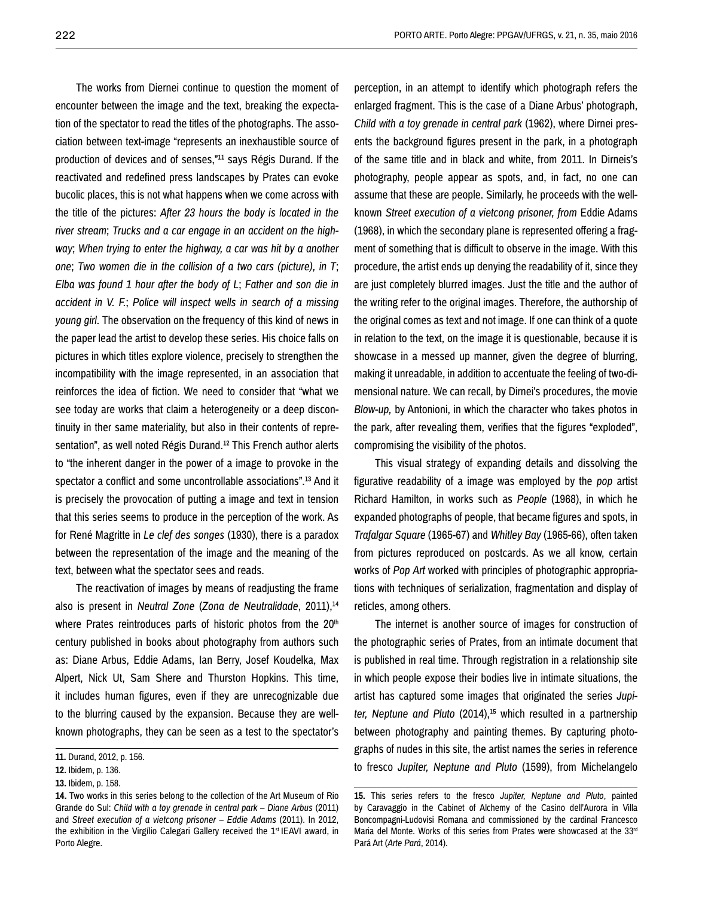The works from Diernei continue to question the moment of encounter between the image and the text, breaking the expectation of the spectator to read the titles of the photographs. The association between text-image "represents an inexhaustible source of production of devices and of senses,"[11] says Régis Durand. If the reactivated and redefined press landscapes by Prates can evoke bucolic places, this is not what happens when we come across with the title of the pictures: *After 23 hours the body is located in the river stream*; *Trucks and a car engage in an accident on the highway*; *When trying to enter the highway, a car was hit by a another one*; *Two women die in the collision of a two cars (picture), in T*; *Elba was found 1 hour after the body of L*; *Father and son die in accident in V. F.*; *Police will inspect wells in search of a missing young girl*. The observation on the frequency of this kind of news in the paper lead the artist to develop these series. His choice falls on pictures in which titles explore violence, precisely to strengthen the incompatibility with the image represented, in an association that reinforces the idea of fiction. We need to consider that "what we see today are works that claim a heterogeneity or a deep discontinuity in ther same materiality, but also in their contents of representation", as well noted Régis Durand.[12] This French author alerts to "the inherent danger in the power of a image to provoke in the spectator a conflict and some uncontrollable associations".[13] And it is precisely the provocation of putting a image and text in tension that this series seems to produce in the perception of the work. As for René Magritte in *Le clef des songes* (1930), there is a paradox between the representation of the image and the meaning of the text, between what the spectator sees and reads.

The reactivation of images by means of readjusting the frame also is present in *Neutral Zone* (*Zona de Neutralidade*, 2011),[14] where Prates reintroduces parts of historic photos from the 20th century published in books about photography from authors such as: Diane Arbus, Eddie Adams, Ian Berry, Josef Koudelka, Max Alpert, Nick Ut, Sam Shere and Thurston Hopkins. This time, it includes human figures, even if they are unrecognizable due to the blurring caused by the expansion. Because they are well-known photographs, they can be seen as a test to the spectator's perception, in an attempt to identify which photograph refers the enlarged fragment. This is the case of a Diane Arbus' photograph, *Child with a toy grenade in central park* (1962), where Dirnei presents the background figures present in the park, in a photograph of the same title and in black and white, from 2011. In Dirneis's photography, people appear as spots, and, in fact, no one can assume that these are people. Similarly, he proceeds with the well-known *Street execution of a vietcong prisoner, from* Eddie Adams (1968), in which the secondary plane is represented offering a fragment of something that is difficult to observe in the image. With this procedure, the artist ends up denying the readability of it, since they are just completely blurred images. Just the title and the author of the writing refer to the original images. Therefore, the authorship of the original comes as text and not image. If one can think of a quote in relation to the text, on the image it is questionable, because it is showcase in a messed up manner, given the degree of blurring, making it unreadable, in addition to accentuate the feeling of two-dimensional nature. We can recall, by Dirnei's procedures, the movie *Blow-up,* by Antonioni, in which the character who takes photos in the park, after revealing them, verifies that the figures "exploded", compromising the visibility of the photos.

This visual strategy of expanding details and dissolving the figurative readability of a image was employed by the *pop* artist Richard Hamilton, in works such as *People* (1968), in which he expanded photographs of people, that became figures and spots, in *Trafalgar Square* (1965-67) and *Whitley Bay* (1965-66), often taken from pictures reproduced on postcards. As we all know, certain works of *Pop Art* worked with principles of photographic appropriations with techniques of serialization, fragmentation and display of reticles, among others.

The internet is another source of images for construction of the photographic series of Prates, from an intimate document that is published in real time. Through registration in a relationship site in which people expose their bodies live in intimate situations, the artist has captured some images that originated the series *Jupiter, Neptune and Pluto* (2014),[15] which resulted in a partnership between photography and painting themes. By capturing photographs of nudes in this site, the artist names the series in reference to fresco *Jupiter, Neptune and Pluto* (1599), from Michelangelo

**11.** Durand, 2012, p. 156.

**12.** Ibidem, p. 136.

**13.** Ibidem, p. 158.

**14.** Two works in this series belong to the collection of the Art Museum of Rio Grande do Sul: *Child with a toy grenade in central park – Diane Arbus* (2011) and *Street execution of a vietcong prisoner – Eddie Adams* (2011). In 2012, the exhibition in the Virgílio Calegari Gallery received the 1st IEAVI award, in Porto Alegre.

**15.** This series refers to the fresco *Jupiter, Neptune and Pluto*, painted by Caravaggio in the Cabinet of Alchemy of the Casino dell'Aurora in Villa Boncompagni-Ludovisi Romana and commissioned by the cardinal Francesco Maria del Monte. Works of this series from Prates were showcased at the 33rd Pará Art (*Arte Pará*, 2014).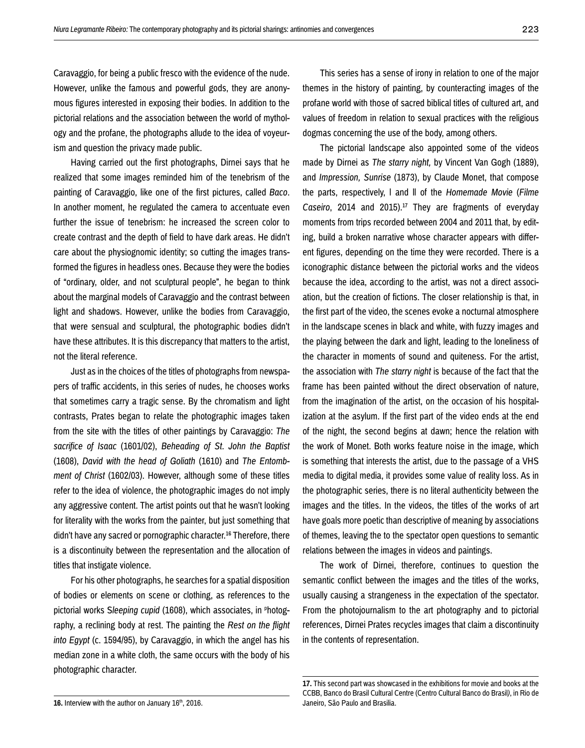Caravaggio, for being a public fresco with the evidence of the nude. However, unlike the famous and powerful gods, they are anonymous figures interested in exposing their bodies. In addition to the pictorial relations and the association between the world of mythology and the profane, the photographs allude to the idea of voyeurism and question the privacy made public.

Having carried out the first photographs, Dirnei says that he realized that some images reminded him of the tenebrism of the painting of Caravaggio, like one of the first pictures, called *Baco*. In another moment, he regulated the camera to accentuate even further the issue of tenebrism: he increased the screen color to create contrast and the depth of field to have dark areas. He didn't care about the physiognomic identity; so cutting the images transformed the figures in headless ones. Because they were the bodies of "ordinary, older, and not sculptural people", he began to think about the marginal models of Caravaggio and the contrast between light and shadows. However, unlike the bodies from Caravaggio, that were sensual and sculptural, the photographic bodies didn't have these attributes. It is this discrepancy that matters to the artist, not the literal reference.

Just as in the choices of the titles of photographs from newspapers of traffic accidents, in this series of nudes, he chooses works that sometimes carry a tragic sense. By the chromatism and light contrasts, Prates began to relate the photographic images taken from the site with the titles of other paintings by Caravaggio: *The sacrifice of Isaac* (1601/02), *Beheading of St. John the Baptist* (1608), *David with the head of Goliath* (1610) and *The Entombment of Christ* (1602/03). However, although some of these titles refer to the idea of violence, the photographic images do not imply any aggressive content. The artist points out that he wasn't looking for literality with the works from the painter, but just something that didn't have any sacred or pornographic character.[16] Therefore, there is a discontinuity between the representation and the allocation of titles that instigate violence.

For his other photographs, he searches for a spatial disposition of bodies or elements on scene or clothing, as references to the pictorial works S*leeping cupid* (1608), which associates, in photography, a reclining body at rest. The painting the *Rest on the flight into Egypt* (c. 1594/95), by Caravaggio, in which the angel has his median zone in a white cloth, the same occurs with the body of his photographic character.

This series has a sense of irony in relation to one of the major themes in the history of painting, by counteracting images of the profane world with those of sacred biblical titles of cultured art, and values of freedom in relation to sexual practices with the religious dogmas concerning the use of the body, among others.

The pictorial landscape also appointed some of the videos made by Dirnei as *The starry night,* by Vincent Van Gogh (1889), and *Impression, Sunrise* (1873), by Claude Monet, that compose the parts, respectively, I and II of the *Homemade Movie* (*Filme Caseiro*, 2014 and 2015).[17] They are fragments of everyday moments from trips recorded between 2004 and 2011 that, by editing, build a broken narrative whose character appears with different figures, depending on the time they were recorded. There is a iconographic distance between the pictorial works and the videos because the idea, according to the artist, was not a direct association, but the creation of fictions. The closer relationship is that, in the first part of the video, the scenes evoke a nocturnal atmosphere in the landscape scenes in black and white, with fuzzy images and the playing between the dark and light, leading to the loneliness of the character in moments of sound and quiteness. For the artist, the association with *The starry night* is because of the fact that the frame has been painted without the direct observation of nature, from the imagination of the artist, on the occasion of his hospitalization at the asylum. If the first part of the video ends at the end of the night, the second begins at dawn; hence the relation with the work of Monet. Both works feature noise in the image, which is something that interests the artist, due to the passage of a VHS media to digital media, it provides some value of reality loss. As in the photographic series, there is no literal authenticity between the images and the titles. In the videos, the titles of the works of art have goals more poetic than descriptive of meaning by associations of themes, leaving the to the spectator open questions to semantic relations between the images in videos and paintings.

The work of Dirnei, therefore, continues to question the semantic conflict between the images and the titles of the works, usually causing a strangeness in the expectation of the spectator. From the photojournalism to the art photography and to pictorial references, Dirnei Prates recycles images that claim a discontinuity in the contents of representation.

---

**16.** Interview with the author on January 16th, 2016.

**17.** This second part was showcased in the exhibitions for movie and books at the CCBB, Banco do Brasil Cultural Centre (Centro Cultural Banco do Brasil), in Rio de Janeiro, São Paulo and Brasilia.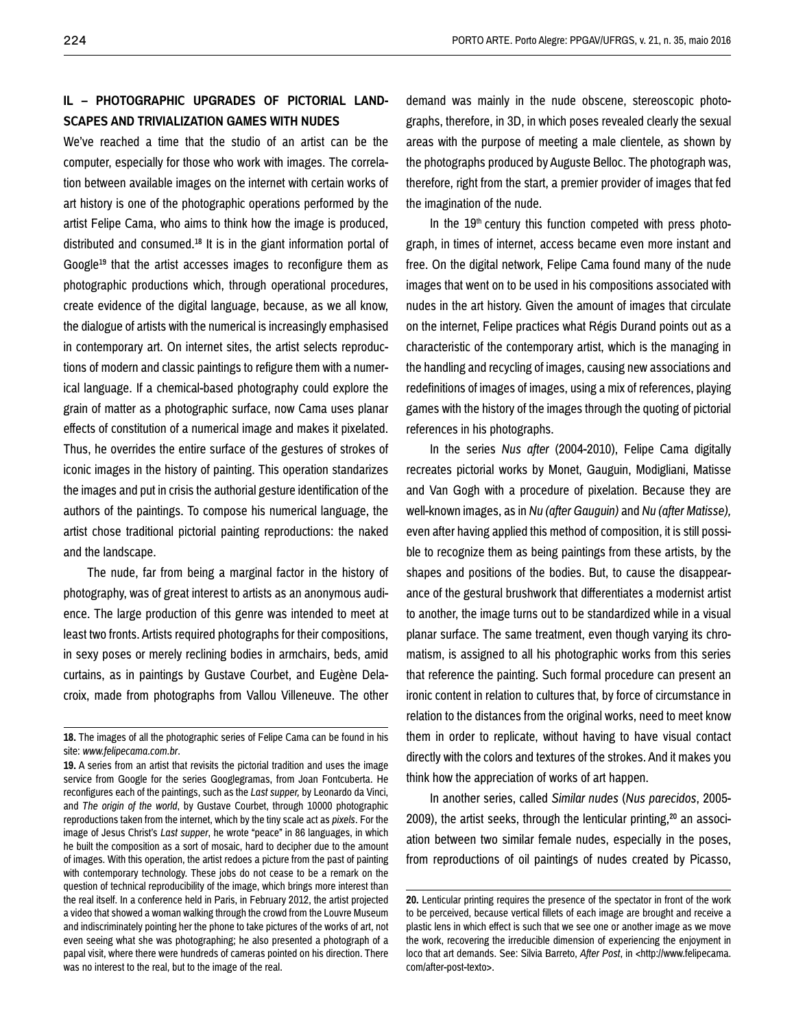## IL – PHOTOGRAPHIC UPGRADES OF PICTORIAL LANDSCAPES AND TRIVIALIZATION GAMES WITH NUDES

We've reached a time that the studio of an artist can be the computer, especially for those who work with images. The correlation between available images on the internet with certain works of art history is one of the photographic operations performed by the artist Felipe Cama, who aims to think how the image is produced, distributed and consumed.[18] It is in the giant information portal of Google[19] that the artist accesses images to reconfigure them as photographic productions which, through operational procedures, create evidence of the digital language, because, as we all know, the dialogue of artists with the numerical is increasingly emphasised in contemporary art. On internet sites, the artist selects reproductions of modern and classic paintings to refigure them with a numerical language. If a chemical-based photography could explore the grain of matter as a photographic surface, now Cama uses planar effects of constitution of a numerical image and makes it pixelated. Thus, he overrides the entire surface of the gestures of strokes of iconic images in the history of painting. This operation standarizes the images and put in crisis the authorial gesture identification of the authors of the paintings. To compose his numerical language, the artist chose traditional pictorial painting reproductions: the naked and the landscape.

The nude, far from being a marginal factor in the history of photography, was of great interest to artists as an anonymous audience. The large production of this genre was intended to meet at least two fronts. Artists required photographs for their compositions, in sexy poses or merely reclining bodies in armchairs, beds, amid curtains, as in paintings by Gustave Courbet, and Eugène Delacroix, made from photographs from Vallou Villeneuve. The other demand was mainly in the nude obscene, stereoscopic photographs, therefore, in 3D, in which poses revealed clearly the sexual areas with the purpose of meeting a male clientele, as shown by the photographs produced by Auguste Belloc. The photograph was, therefore, right from the start, a premier provider of images that fed the imagination of the nude.

In the 19th century this function competed with press photograph, in times of internet, access became even more instant and free. On the digital network, Felipe Cama found many of the nude images that went on to be used in his compositions associated with nudes in the art history. Given the amount of images that circulate on the internet, Felipe practices what Régis Durand points out as a characteristic of the contemporary artist, which is the managing in the handling and recycling of images, causing new associations and redefinitions of images of images, using a mix of references, playing games with the history of the images through the quoting of pictorial references in his photographs.

In the series *Nus after* (2004-2010), Felipe Cama digitally recreates pictorial works by Monet, Gauguin, Modigliani, Matisse and Van Gogh with a procedure of pixelation. Because they are well-known images, as in *Nu (after Gauguin)* and *Nu (after Matisse),* even after having applied this method of composition, it is still possible to recognize them as being paintings from these artists, by the shapes and positions of the bodies. But, to cause the disappearance of the gestural brushwork that differentiates a modernist artist to another, the image turns out to be standardized while in a visual planar surface. The same treatment, even though varying its chromatism, is assigned to all his photographic works from this series that reference the painting. Such formal procedure can present an ironic content in relation to cultures that, by force of circumstance in relation to the distances from the original works, need to meet know them in order to replicate, without having to have visual contact directly with the colors and textures of the strokes. And it makes you think how the appreciation of works of art happen.

In another series, called *Similar nudes* (*Nus parecidos*, 2005-2009), the artist seeks, through the lenticular printing,[20] an association between two similar female nudes, especially in the poses, from reproductions of oil paintings of nudes created by Picasso,

---

**18.** The images of all the photographic series of Felipe Cama can be found in his site: *www.felipecama.com.br*.

**19.** A series from an artist that revisits the pictorial tradition and uses the image service from Google for the series Googlegramas, from Joan Fontcuberta. He reconfigures each of the paintings, such as the *Last supper,* by Leonardo da Vinci, and *The origin of the world*, by Gustave Courbet, through 10000 photographic reproductions taken from the internet, which by the tiny scale act as *pixels*. For the image of Jesus Christ's *Last supper*, he wrote "peace" in 86 languages, in which he built the composition as a sort of mosaic, hard to decipher due to the amount of images. With this operation, the artist redoes a picture from the past of painting with contemporary technology. These jobs do not cease to be a remark on the question of technical reproducibility of the image, which brings more interest than the real itself. In a conference held in Paris, in February 2012, the artist projected a video that showed a woman walking through the crowd from the Louvre Museum and indiscriminately pointing her the phone to take pictures of the works of art, not even seeing what she was photographing; he also presented a photograph of a papal visit, where there were hundreds of cameras pointed on his direction. There was no interest to the real, but to the image of the real.

**20.** Lenticular printing requires the presence of the spectator in front of the work to be perceived, because vertical fillets of each image are brought and receive a plastic lens in which effect is such that we see one or another image as we move the work, recovering the irreducible dimension of experiencing the enjoyment in loco that art demands. See: Silvia Barreto, *After Post*, in <http://www.felipecama.com/after-post-texto>.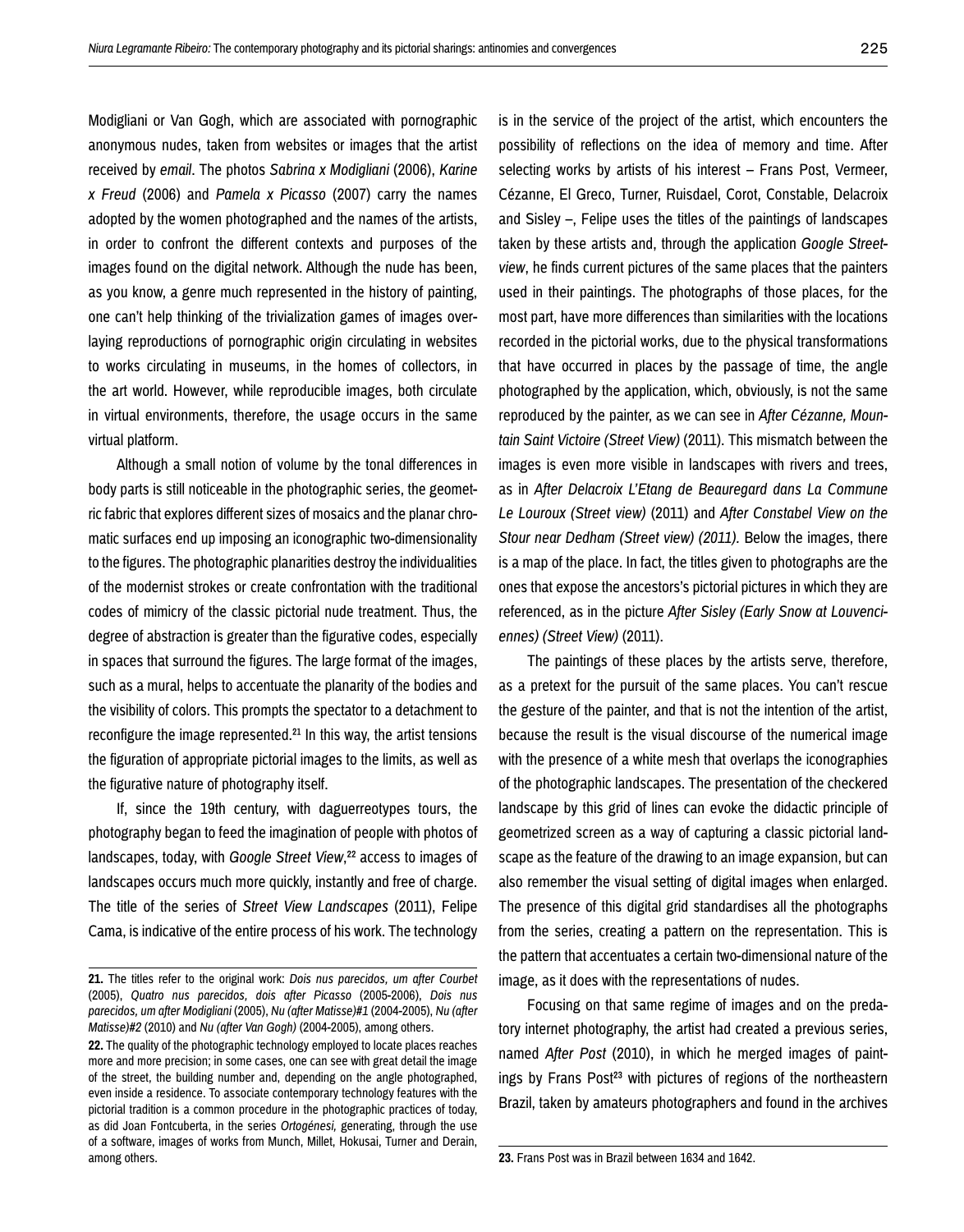Modigliani or Van Gogh, which are associated with pornographic anonymous nudes, taken from websites or images that the artist received by *email*. The photos *Sabrina x Modigliani* (2006), *Karine x Freud* (2006) and *Pamela x Picasso* (2007) carry the names adopted by the women photographed and the names of the artists, in order to confront the different contexts and purposes of the images found on the digital network. Although the nude has been, as you know, a genre much represented in the history of painting, one can't help thinking of the trivialization games of images overlaying reproductions of pornographic origin circulating in websites to works circulating in museums, in the homes of collectors, in the art world. However, while reproducible images, both circulate in virtual environments, therefore, the usage occurs in the same virtual platform.

Although a small notion of volume by the tonal differences in body parts is still noticeable in the photographic series, the geometric fabric that explores different sizes of mosaics and the planar chromatic surfaces end up imposing an iconographic two-dimensionality to the figures. The photographic planarities destroy the individualities of the modernist strokes or create confrontation with the traditional codes of mimicry of the classic pictorial nude treatment. Thus, the degree of abstraction is greater than the figurative codes, especially in spaces that surround the figures. The large format of the images, such as a mural, helps to accentuate the planarity of the bodies and the visibility of colors. This prompts the spectator to a detachment to reconfigure the image represented.[21] In this way, the artist tensions the figuration of appropriate pictorial images to the limits, as well as the figurative nature of photography itself.

If, since the 19th century, with daguerreotypes tours, the photography began to feed the imagination of people with photos of landscapes, today, with *Google Street View*,[22] access to images of landscapes occurs much more quickly, instantly and free of charge. The title of the series of *Street View Landscapes* (2011), Felipe Cama, is indicative of the entire process of his work. The technology is in the service of the project of the artist, which encounters the possibility of reflections on the idea of memory and time. After selecting works by artists of his interest – Frans Post, Vermeer, Cézanne, El Greco, Turner, Ruisdael, Corot, Constable, Delacroix and Sisley –, Felipe uses the titles of the paintings of landscapes taken by these artists and, through the application *Google Street-view*, he finds current pictures of the same places that the painters used in their paintings. The photographs of those places, for the most part, have more differences than similarities with the locations recorded in the pictorial works, due to the physical transformations that have occurred in places by the passage of time, the angle photographed by the application, which, obviously, is not the same reproduced by the painter, as we can see in *After Cézanne, Mountain Saint Victoire (Street View)* (2011). This mismatch between the images is even more visible in landscapes with rivers and trees, as in *After Delacroix L'Etang de Beauregard dans La Commune Le Louroux (Street view)* (2011) and *After Constabel View on the Stour near Dedham (Street view) (2011)*. Below the images, there is a map of the place. In fact, the titles given to photographs are the ones that expose the ancestors's pictorial pictures in which they are referenced, as in the picture *After Sisley (Early Snow at Louveciennes) (Street View)* (2011).

The paintings of these places by the artists serve, therefore, as a pretext for the pursuit of the same places. You can't rescue the gesture of the painter, and that is not the intention of the artist, because the result is the visual discourse of the numerical image with the presence of a white mesh that overlaps the iconographies of the photographic landscapes. The presentation of the checkered landscape by this grid of lines can evoke the didactic principle of geometrized screen as a way of capturing a classic pictorial landscape as the feature of the drawing to an image expansion, but can also remember the visual setting of digital images when enlarged. The presence of this digital grid standardises all the photographs from the series, creating a pattern on the representation. This is the pattern that accentuates a certain two-dimensional nature of the image, as it does with the representations of nudes.

Focusing on that same regime of images and on the predatory internet photography, the artist had created a previous series, named *After Post* (2010), in which he merged images of paintings by Frans Post[23] with pictures of regions of the northeastern Brazil, taken by amateurs photographers and found in the archives

---

**21.** The titles refer to the original work: *Dois nus parecidos, um after Courbet* (2005), *Quatro nus parecidos, dois after Picasso* (2005-2006), *Dois nus parecidos, um after Modigliani* (2005), *Nu (after Matisse)#1* (2004-2005), *Nu (after Matisse)#2* (2010) and *Nu (after Van Gogh)* (2004-2005), among others.

**22.** The quality of the photographic technology employed to locate places reaches more and more precision; in some cases, one can see with great detail the image of the street, the building number and, depending on the angle photographed, even inside a residence. To associate contemporary technology features with the pictorial tradition is a common procedure in the photographic practices of today, as did Joan Fontcuberta, in the series *Ortogénesi*, generating, through the use of a software, images of works from Munch, Millet, Hokusai, Turner and Derain, among others.

**23.** Frans Post was in Brazil between 1634 and 1642.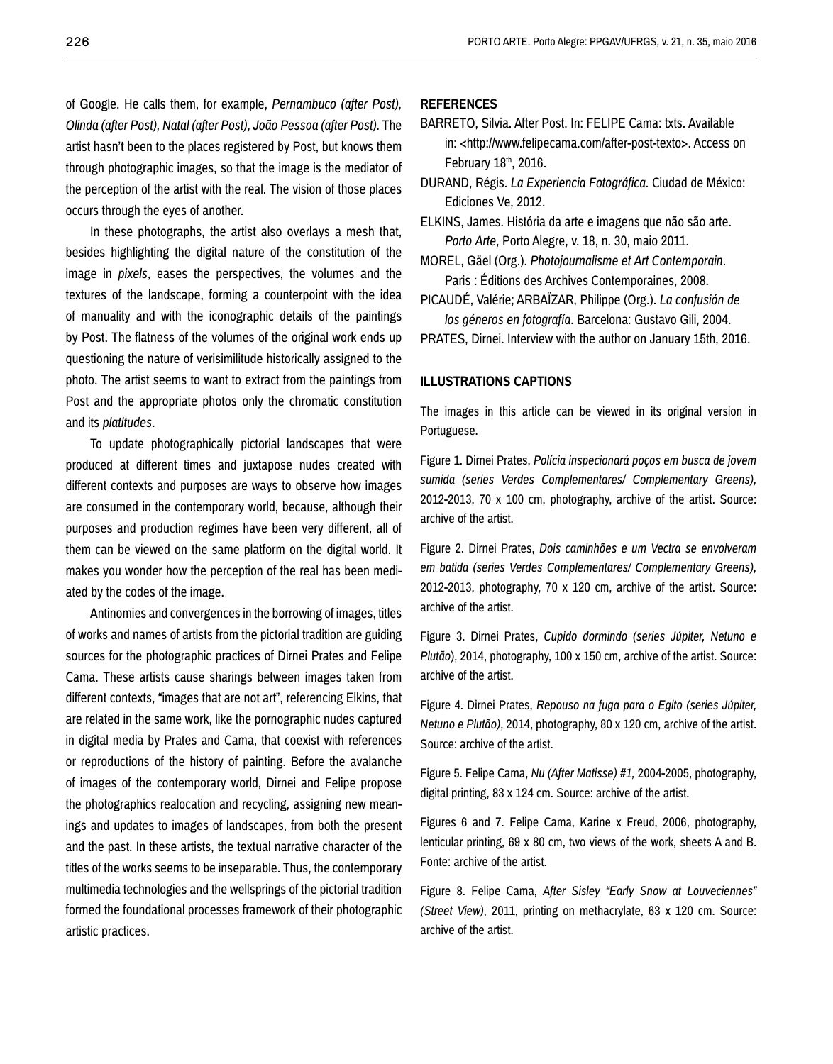of Google. He calls them, for example, *Pernambuco (after Post), Olinda (after Post), Natal (after Post), João Pessoa (after Post)*. The artist hasn't been to the places registered by Post, but knows them through photographic images, so that the image is the mediator of the perception of the artist with the real. The vision of those places occurs through the eyes of another.

In these photographs, the artist also overlays a mesh that, besides highlighting the digital nature of the constitution of the image in *pixels*, eases the perspectives, the volumes and the textures of the landscape, forming a counterpoint with the idea of manuality and with the iconographic details of the paintings by Post. The flatness of the volumes of the original work ends up questioning the nature of verisimilitude historically assigned to the photo. The artist seems to want to extract from the paintings from Post and the appropriate photos only the chromatic constitution and its *platitudes*.

To update photographically pictorial landscapes that were produced at different times and juxtapose nudes created with different contexts and purposes are ways to observe how images are consumed in the contemporary world, because, although their purposes and production regimes have been very different, all of them can be viewed on the same platform on the digital world. It makes you wonder how the perception of the real has been mediated by the codes of the image.

Antinomies and convergences in the borrowing of images, titles of works and names of artists from the pictorial tradition are guiding sources for the photographic practices of Dirnei Prates and Felipe Cama. These artists cause sharings between images taken from different contexts, "images that are not art", referencing Elkins, that are related in the same work, like the pornographic nudes captured in digital media by Prates and Cama, that coexist with references or reproductions of the history of painting. Before the avalanche of images of the contemporary world, Dirnei and Felipe propose the photographics realocation and recycling, assigning new meanings and updates to images of landscapes, from both the present and the past. In these artists, the textual narrative character of the titles of the works seems to be inseparable. Thus, the contemporary multimedia technologies and the wellsprings of the pictorial tradition formed the foundational processes framework of their photographic artistic practices.

## REFERENCES

BARRETO, Silvia. After Post. In: FELIPE Cama: txts. Available in: <http://www.felipecama.com/after-post-texto>. Access on February 18th, 2016.

DURAND, Régis. *La Experiencia Fotográfica.* Ciudad de México: Ediciones Ve, 2012.

ELKINS, James. História da arte e imagens que não são arte. *Porto Arte*, Porto Alegre, v. 18, n. 30, maio 2011.

MOREL, Gäel (Org.). *Photojournalisme et Art Contemporain*. Paris : Éditions des Archives Contemporaines, 2008.

PICAUDÉ, Valérie; ARBAÏZAR, Philippe (Org.). *La confusión de los géneros en fotografía*. Barcelona: Gustavo Gili, 2004.

PRATES, Dirnei. Interview with the author on January 15th, 2016.

## ILLUSTRATIONS CAPTIONS

The images in this article can be viewed in its original version in Portuguese.

Figure 1. Dirnei Prates, *Polícia inspecionará poços em busca de jovem sumida (series Verdes Complementares/ Complementary Greens),* 2012-2013, 70 x 100 cm, photography, archive of the artist. Source: archive of the artist.

Figure 2. Dirnei Prates, *Dois caminhões e um Vectra se envolveram em batida (series Verdes Complementares/ Complementary Greens),* 2012-2013, photography, 70 x 120 cm, archive of the artist. Source: archive of the artist.

Figure 3. Dirnei Prates, *Cupido dormindo (series Júpiter, Netuno e Plutão*), 2014, photography, 100 x 150 cm, archive of the artist. Source: archive of the artist.

Figure 4. Dirnei Prates, *Repouso na fuga para o Egito (series Júpiter, Netuno e Plutão)*, 2014, photography, 80 x 120 cm, archive of the artist. Source: archive of the artist.

Figure 5. Felipe Cama, *Nu (After Matisse) #1,* 2004-2005, photography, digital printing, 83 x 124 cm. Source: archive of the artist.

Figures 6 and 7. Felipe Cama, Karine x Freud, 2006, photography, lenticular printing, 69 x 80 cm, two views of the work, sheets A and B. Fonte: archive of the artist.

Figure 8. Felipe Cama, *After Sisley "Early Snow at Louveciennes" (Street View)*, 2011, printing on methacrylate, 63 x 120 cm. Source: archive of the artist.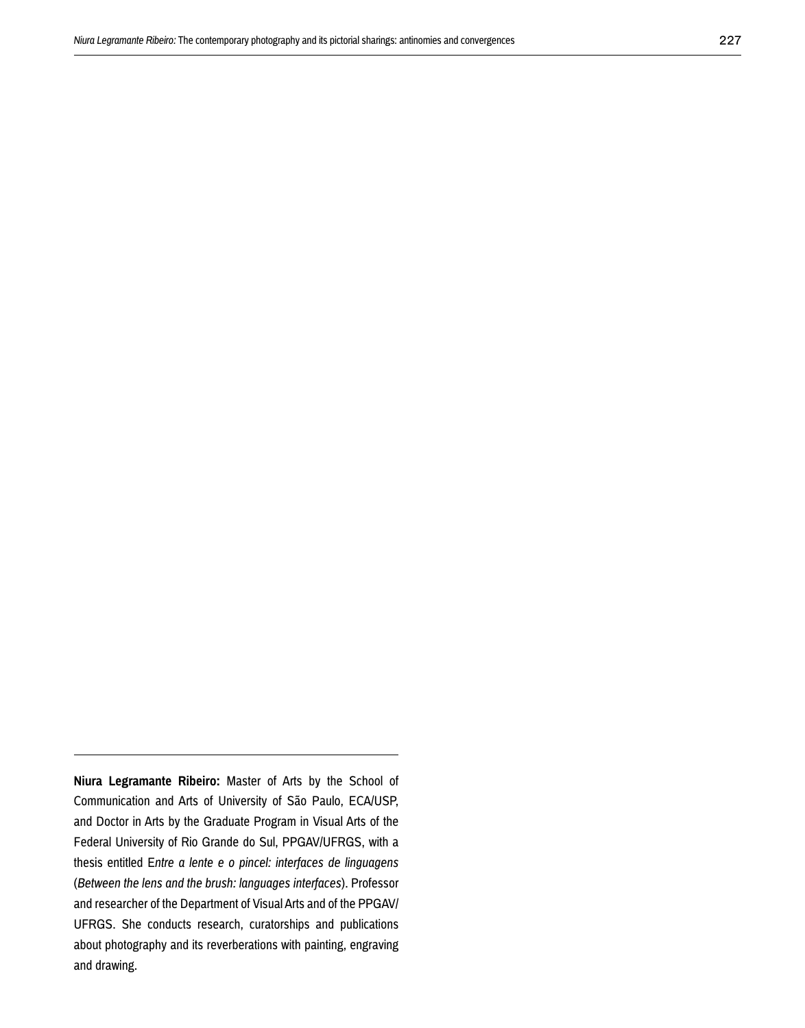**Niura Legramante Ribeiro:** Master of Arts by the School of Communication and Arts of University of São Paulo, ECA/USP, and Doctor in Arts by the Graduate Program in Visual Arts of the Federal University of Rio Grande do Sul, PPGAV/UFRGS, with a thesis entitled E*ntre a lente e o pincel: interfaces de linguagens* (*Between the lens and the brush: languages interfaces*). Professor and researcher of the Department of Visual Arts and of the PPGAV/ UFRGS. She conducts research, curatorships and publications about photography and its reverberations with painting, engraving and drawing.